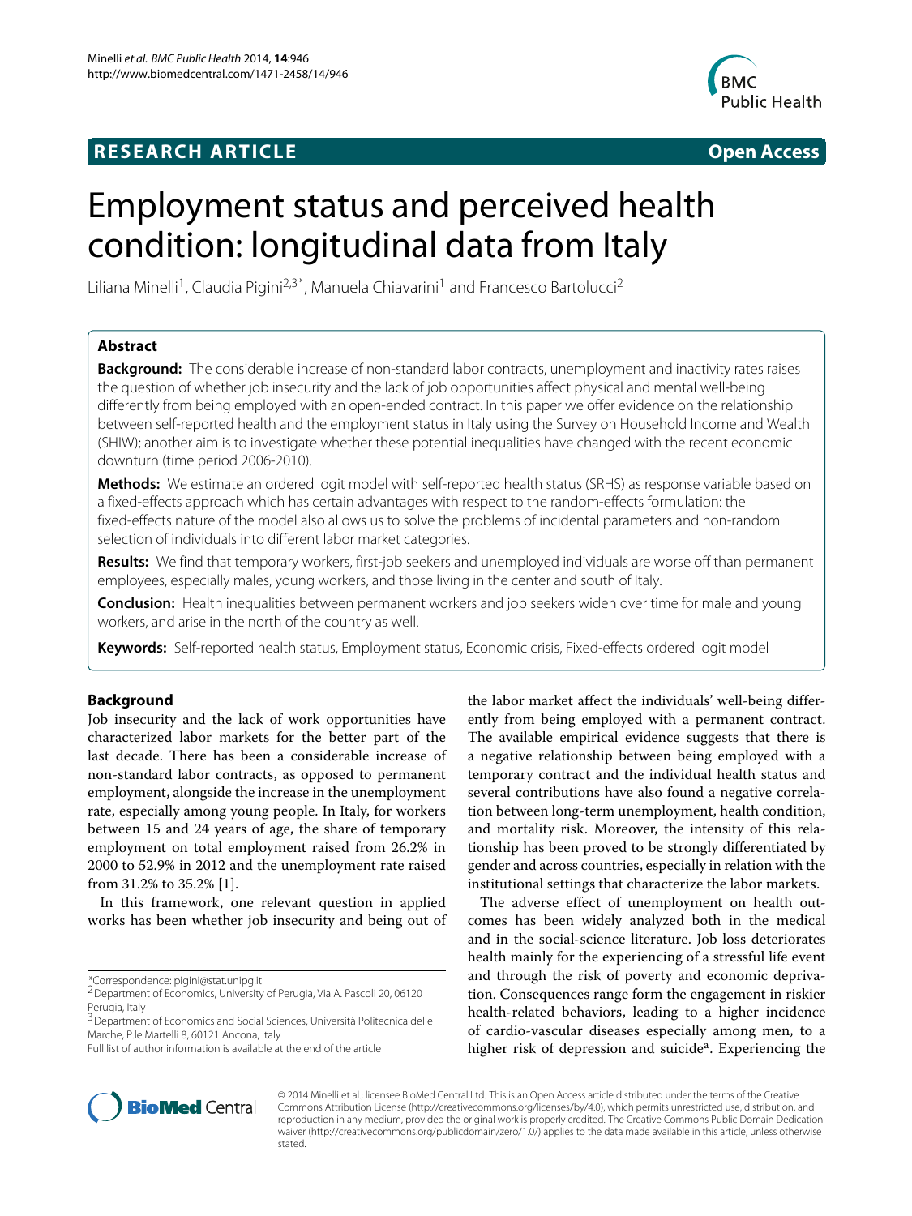**RESEARCH ARTICLE** **Open Access**

# Employment status and perceived health condition: longitudinal data from Italy

Liliana Minelli[1], Claudia Pigini[2,3*], Manuela Chiavarini[1] and Francesco Bartolucci[2]

## Abstract

**Background:** The considerable increase of non-standard labor contracts, unemployment and inactivity rates raises the question of whether job insecurity and the lack of job opportunities affect physical and mental well-being differently from being employed with an open-ended contract. In this paper we offer evidence on the relationship between self-reported health and the employment status in Italy using the Survey on Household Income and Wealth (SHIW); another aim is to investigate whether these potential inequalities have changed with the recent economic downturn (time period 2006-2010).

**Methods:** We estimate an ordered logit model with self-reported health status (SRHS) as response variable based on a fixed-effects approach which has certain advantages with respect to the random-effects formulation: the fixed-effects nature of the model also allows us to solve the problems of incidental parameters and non-random selection of individuals into different labor market categories.

**Results:** We find that temporary workers, first-job seekers and unemployed individuals are worse off than permanent employees, especially males, young workers, and those living in the center and south of Italy.

**Conclusion:** Health inequalities between permanent workers and job seekers widen over time for male and young workers, and arise in the north of the country as well.

**Keywords:** Self-reported health status, Employment status, Economic crisis, Fixed-effects ordered logit model

## Background

Job insecurity and the lack of work opportunities have characterized labor markets for the better part of the last decade. There has been a considerable increase of non-standard labor contracts, as opposed to permanent employment, alongside the increase in the unemployment rate, especially among young people. In Italy, for workers between 15 and 24 years of age, the share of temporary employment on total employment raised from 26.2% in 2000 to 52.9% in 2012 and the unemployment rate raised from 31.2% to 35.2% [1].

In this framework, one relevant question in applied works has been whether job insecurity and being out of the labor market affect the individuals' well-being differently from being employed with a permanent contract. The available empirical evidence suggests that there is a negative relationship between being employed with a temporary contract and the individual health status and several contributions have also found a negative correlation between long-term unemployment, health condition, and mortality risk. Moreover, the intensity of this relationship has been proved to be strongly differentiated by gender and across countries, especially in relation with the institutional settings that characterize the labor markets.

The adverse effect of unemployment on health outcomes has been widely analyzed both in the medical and in the social-science literature. Job loss deteriorates health mainly for the experiencing of a stressful life event and through the risk of poverty and economic deprivation. Consequences range form the engagement in riskier health-related behaviors, leading to a higher incidence of cardio-vascular diseases especially among men, to a higher risk of depression and suicide[a]. Experiencing the

*Correspondence: pigini@stat.unipg.it
[2]Department of Economics, University of Perugia, Via A. Pascoli 20, 06120 Perugia, Italy
[3]Department of Economics and Social Sciences, Università Politecnica delle Marche, P.le Martelli 8, 60121 Ancona, Italy
Full list of author information is available at the end of the article

© 2014 Minelli et al.; licensee BioMed Central Ltd. This is an Open Access article distributed under the terms of the Creative Commons Attribution License (http://creativecommons.org/licenses/by/4.0), which permits unrestricted use, distribution, and reproduction in any medium, provided the original work is properly credited. The Creative Commons Public Domain Dedication waiver (http://creativecommons.org/publicdomain/zero/1.0/) applies to the data made available in this article, unless otherwise stated.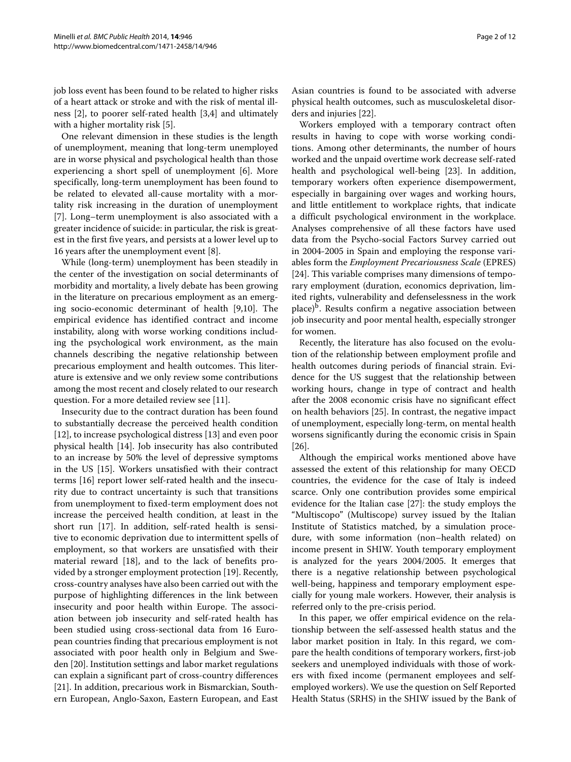job loss event has been found to be related to higher risks of a heart attack or stroke and with the risk of mental illness [2], to poorer self-rated health [3,4] and ultimately with a higher mortality risk [5].

One relevant dimension in these studies is the length of unemployment, meaning that long-term unemployed are in worse physical and psychological health than those experiencing a short spell of unemployment [6]. More specifically, long-term unemployment has been found to be related to elevated all-cause mortality with a mortality risk increasing in the duration of unemployment [7]. Long–term unemployment is also associated with a greater incidence of suicide: in particular, the risk is greatest in the first five years, and persists at a lower level up to 16 years after the unemployment event [8].

While (long-term) unemployment has been steadily in the center of the investigation on social determinants of morbidity and mortality, a lively debate has been growing in the literature on precarious employment as an emerging socio-economic determinant of health [9,10]. The empirical evidence has identified contract and income instability, along with worse working conditions including the psychological work environment, as the main channels describing the negative relationship between precarious employment and health outcomes. This literature is extensive and we only review some contributions among the most recent and closely related to our research question. For a more detailed review see [11].

Insecurity due to the contract duration has been found to substantially decrease the perceived health condition [12], to increase psychological distress [13] and even poor physical health [14]. Job insecurity has also contributed to an increase by 50% the level of depressive symptoms in the US [15]. Workers unsatisfied with their contract terms [16] report lower self-rated health and the insecurity due to contract uncertainty is such that transitions from unemployment to fixed-term employment does not increase the perceived health condition, at least in the short run [17]. In addition, self-rated health is sensitive to economic deprivation due to intermittent spells of employment, so that workers are unsatisfied with their material reward [18], and to the lack of benefits provided by a stronger employment protection [19]. Recently, cross-country analyses have also been carried out with the purpose of highlighting differences in the link between insecurity and poor health within Europe. The association between job insecurity and self-rated health has been studied using cross-sectional data from 16 European countries finding that precarious employment is not associated with poor health only in Belgium and Sweden [20]. Institution settings and labor market regulations can explain a significant part of cross-country differences [21]. In addition, precarious work in Bismarckian, Southern European, Anglo-Saxon, Eastern European, and East Asian countries is found to be associated with adverse physical health outcomes, such as musculoskeletal disorders and injuries [22].

Workers employed with a temporary contract often results in having to cope with worse working conditions. Among other determinants, the number of hours worked and the unpaid overtime work decrease self-rated health and psychological well-being [23]. In addition, temporary workers often experience disempowerment, especially in bargaining over wages and working hours, and little entitlement to workplace rights, that indicate a difficult psychological environment in the workplace. Analyses comprehensive of all these factors have used data from the Psycho-social Factors Survey carried out in 2004-2005 in Spain and employing the response variables form the *Employment Precariousness Scale* (EPRES) [24]. This variable comprises many dimensions of temporary employment (duration, economics deprivation, limited rights, vulnerability and defenselessness in the work place)[b]. Results confirm a negative association between job insecurity and poor mental health, especially stronger for women.

Recently, the literature has also focused on the evolution of the relationship between employment profile and health outcomes during periods of financial strain. Evidence for the US suggest that the relationship between working hours, change in type of contract and health after the 2008 economic crisis have no significant effect on health behaviors [25]. In contrast, the negative impact of unemployment, especially long-term, on mental health worsens significantly during the economic crisis in Spain [26].

Although the empirical works mentioned above have assessed the extent of this relationship for many OECD countries, the evidence for the case of Italy is indeed scarce. Only one contribution provides some empirical evidence for the Italian case [27]: the study employs the "Multiscopo" (Multiscope) survey issued by the Italian Institute of Statistics matched, by a simulation procedure, with some information (non–health related) on income present in SHIW. Youth temporary employment is analyzed for the years 2004/2005. It emerges that there is a negative relationship between psychological well-being, happiness and temporary employment especially for young male workers. However, their analysis is referred only to the pre-crisis period.

In this paper, we offer empirical evidence on the relationship between the self-assessed health status and the labor market position in Italy. In this regard, we compare the health conditions of temporary workers, first-job seekers and unemployed individuals with those of workers with fixed income (permanent employees and self-employed workers). We use the question on Self Reported Health Status (SRHS) in the SHIW issued by the Bank of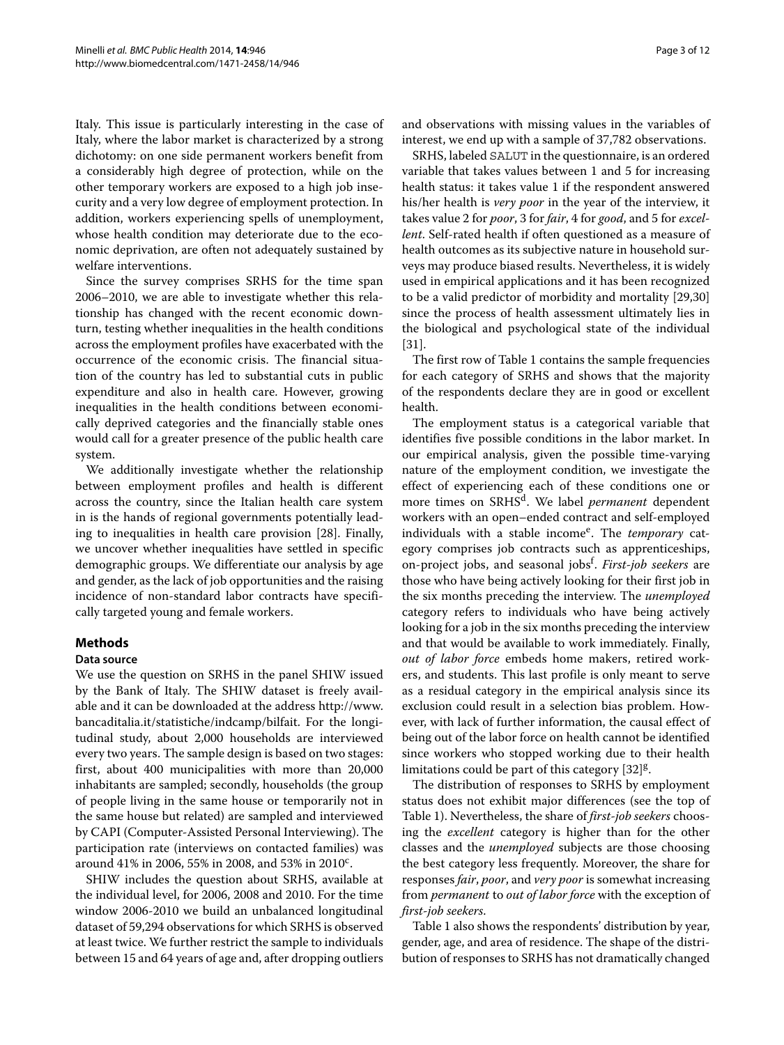Italy. This issue is particularly interesting in the case of Italy, where the labor market is characterized by a strong dichotomy: on one side permanent workers benefit from a considerably high degree of protection, while on the other temporary workers are exposed to a high job insecurity and a very low degree of employment protection. In addition, workers experiencing spells of unemployment, whose health condition may deteriorate due to the economic deprivation, are often not adequately sustained by welfare interventions.

Since the survey comprises SRHS for the time span 2006–2010, we are able to investigate whether this relationship has changed with the recent economic downturn, testing whether inequalities in the health conditions across the employment profiles have exacerbated with the occurrence of the economic crisis. The financial situation of the country has led to substantial cuts in public expenditure and also in health care. However, growing inequalities in the health conditions between economically deprived categories and the financially stable ones would call for a greater presence of the public health care system.

We additionally investigate whether the relationship between employment profiles and health is different across the country, since the Italian health care system in is the hands of regional governments potentially leading to inequalities in health care provision [28]. Finally, we uncover whether inequalities have settled in specific demographic groups. We differentiate our analysis by age and gender, as the lack of job opportunities and the raising incidence of non-standard labor contracts have specifically targeted young and female workers.

## Methods

### Data source

We use the question on SRHS in the panel SHIW issued by the Bank of Italy. The SHIW dataset is freely available and it can be downloaded at the address http://www.bancaditalia.it/statistiche/indcamp/bilfait. For the longitudinal study, about 2,000 households are interviewed every two years. The sample design is based on two stages: first, about 400 municipalities with more than 20,000 inhabitants are sampled; secondly, households (the group of people living in the same house or temporarily not in the same house but related) are sampled and interviewed by CAPI (Computer-Assisted Personal Interviewing). The participation rate (interviews on contacted families) was around 41% in 2006, 55% in 2008, and 53% in 2010[c].

SHIW includes the question about SRHS, available at the individual level, for 2006, 2008 and 2010. For the time window 2006-2010 we build an unbalanced longitudinal dataset of 59,294 observations for which SRHS is observed at least twice. We further restrict the sample to individuals between 15 and 64 years of age and, after dropping outliers and observations with missing values in the variables of interest, we end up with a sample of 37,782 observations.

SRHS, labeled SALUT in the questionnaire, is an ordered variable that takes values between 1 and 5 for increasing health status: it takes value 1 if the respondent answered his/her health is *very poor* in the year of the interview, it takes value 2 for *poor*, 3 for *fair*, 4 for *good*, and 5 for *excellent*. Self-rated health if often questioned as a measure of health outcomes as its subjective nature in household surveys may produce biased results. Nevertheless, it is widely used in empirical applications and it has been recognized to be a valid predictor of morbidity and mortality [29,30] since the process of health assessment ultimately lies in the biological and psychological state of the individual [31].

The first row of Table 1 contains the sample frequencies for each category of SRHS and shows that the majority of the respondents declare they are in good or excellent health.

The employment status is a categorical variable that identifies five possible conditions in the labor market. In our empirical analysis, given the possible time-varying nature of the employment condition, we investigate the effect of experiencing each of these conditions one or more times on SRHS[d]. We label *permanent* dependent workers with an open–ended contract and self-employed individuals with a stable income[e]. The *temporary* category comprises job contracts such as apprenticeships, on-project jobs, and seasonal jobs[f]. *First-job seekers* are those who have being actively looking for their first job in the six months preceding the interview. The *unemployed* category refers to individuals who have being actively looking for a job in the six months preceding the interview and that would be available to work immediately. Finally, *out of labor force* embeds home makers, retired workers, and students. This last profile is only meant to serve as a residual category in the empirical analysis since its exclusion could result in a selection bias problem. However, with lack of further information, the causal effect of being out of the labor force on health cannot be identified since workers who stopped working due to their health limitations could be part of this category [32][g].

The distribution of responses to SRHS by employment status does not exhibit major differences (see the top of Table 1). Nevertheless, the share of *first-job seekers* choosing the *excellent* category is higher than for the other classes and the *unemployed* subjects are those choosing the best category less frequently. Moreover, the share for responses *fair*, *poor*, and *very poor* is somewhat increasing from *permanent* to *out of labor force* with the exception of *first-job seekers*.

Table 1 also shows the respondents' distribution by year, gender, age, and area of residence. The shape of the distribution of responses to SRHS has not dramatically changed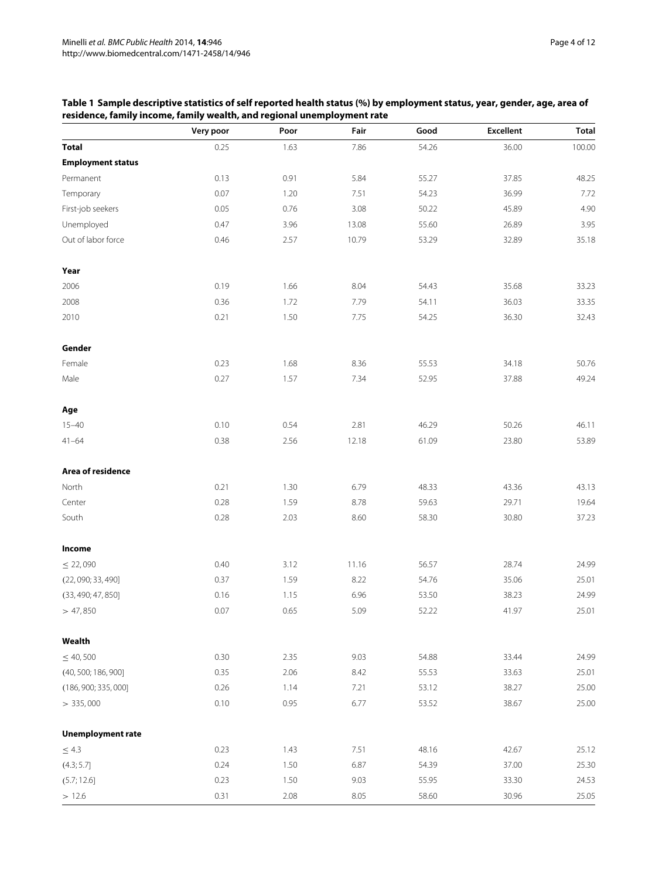**Table 1 Sample descriptive statistics of self reported health status (%) by employment status, year, gender, age, area of residence, family income, family wealth, and regional unemployment rate**

| | Very poor | Poor | Fair | Good | Excellent | Total |
|---|---|---|---|---|---|---|
| **Total** | 0.25 | 1.63 | 7.86 | 54.26 | 36.00 | 100.00 |
| **Employment status** | | | | | | |
| Permanent | 0.13 | 0.91 | 5.84 | 55.27 | 37.85 | 48.25 |
| Temporary | 0.07 | 1.20 | 7.51 | 54.23 | 36.99 | 7.72 |
| First-job seekers | 0.05 | 0.76 | 3.08 | 50.22 | 45.89 | 4.90 |
| Unemployed | 0.47 | 3.96 | 13.08 | 55.60 | 26.89 | 3.95 |
| Out of labor force | 0.46 | 2.57 | 10.79 | 53.29 | 32.89 | 35.18 |
| **Year** | | | | | | |
| 2006 | 0.19 | 1.66 | 8.04 | 54.43 | 35.68 | 33.23 |
| 2008 | 0.36 | 1.72 | 7.79 | 54.11 | 36.03 | 33.35 |
| 2010 | 0.21 | 1.50 | 7.75 | 54.25 | 36.30 | 32.43 |
| **Gender** | | | | | | |
| Female | 0.23 | 1.68 | 8.36 | 55.53 | 34.18 | 50.76 |
| Male | 0.27 | 1.57 | 7.34 | 52.95 | 37.88 | 49.24 |
| **Age** | | | | | | |
| 15–40 | 0.10 | 0.54 | 2.81 | 46.29 | 50.26 | 46.11 |
| 41–64 | 0.38 | 2.56 | 12.18 | 61.09 | 23.80 | 53.89 |
| **Area of residence** | | | | | | |
| North | 0.21 | 1.30 | 6.79 | 48.33 | 43.36 | 43.13 |
| Center | 0.28 | 1.59 | 8.78 | 59.63 | 29.71 | 19.64 |
| South | 0.28 | 2.03 | 8.60 | 58.30 | 30.80 | 37.23 |
| **Income** | | | | | | |
| $\leq 22,090$ | 0.40 | 3.12 | 11.16 | 56.57 | 28.74 | 24.99 |
| $(22,090; 33,490]$ | 0.37 | 1.59 | 8.22 | 54.76 | 35.06 | 25.01 |
| $(33,490; 47,850]$ | 0.16 | 1.15 | 6.96 | 53.50 | 38.23 | 24.99 |
| $> 47,850$ | 0.07 | 0.65 | 5.09 | 52.22 | 41.97 | 25.01 |
| **Wealth** | | | | | | |
| $\leq 40,500$ | 0.30 | 2.35 | 9.03 | 54.88 | 33.44 | 24.99 |
| $(40,500; 186,900]$ | 0.35 | 2.06 | 8.42 | 55.53 | 33.63 | 25.01 |
| $(186,900; 335,000]$ | 0.26 | 1.14 | 7.21 | 53.12 | 38.27 | 25.00 |
| $> 335,000$ | 0.10 | 0.95 | 6.77 | 53.52 | 38.67 | 25.00 |
| **Unemployment rate** | | | | | | |
| $\leq 4.3$ | 0.23 | 1.43 | 7.51 | 48.16 | 42.67 | 25.12 |
| $(4.3; 5.7]$ | 0.24 | 1.50 | 6.87 | 54.39 | 37.00 | 25.30 |
| $(5.7; 12.6]$ | 0.23 | 1.50 | 9.03 | 55.95 | 33.30 | 24.53 |
| $> 12.6$ | 0.31 | 2.08 | 8.05 | 58.60 | 30.96 | 25.05 |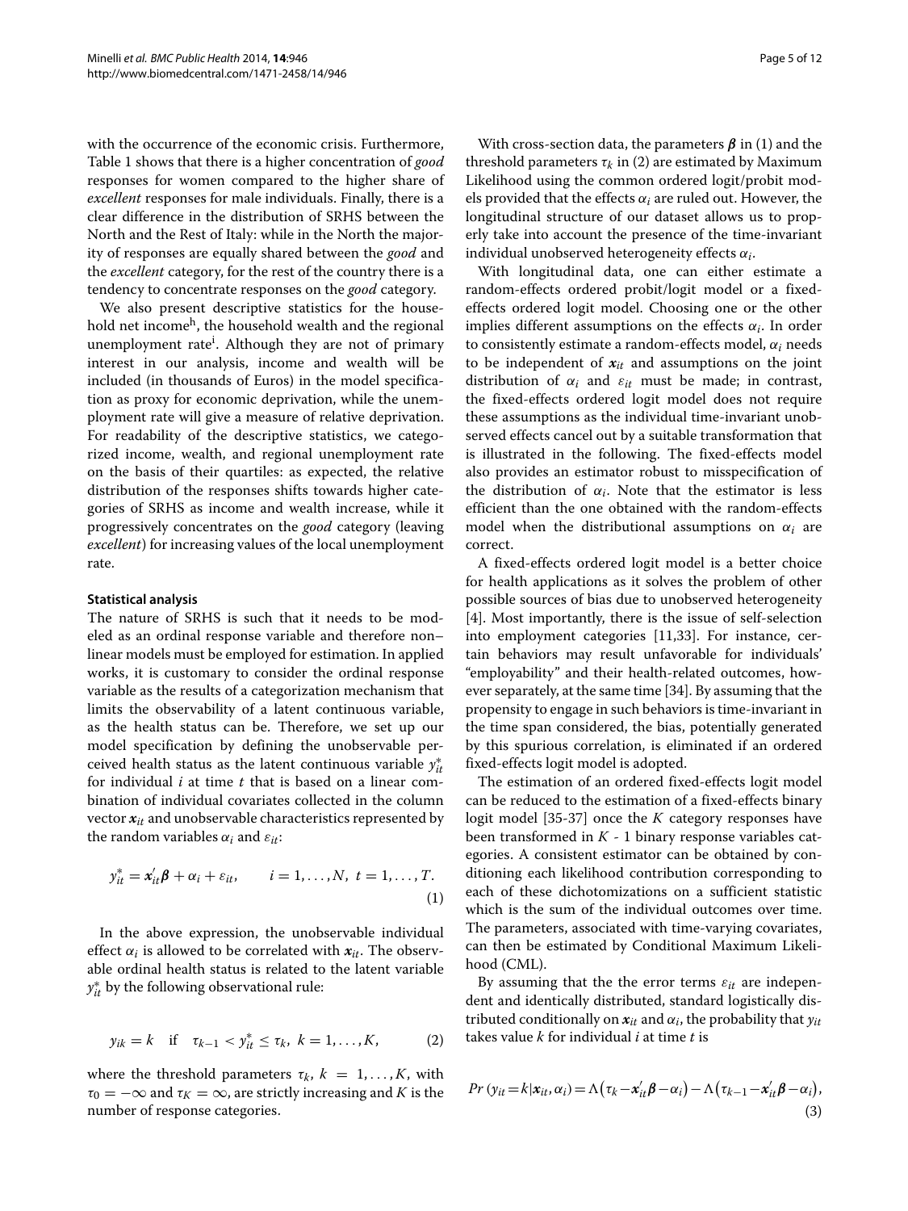with the occurrence of the economic crisis. Furthermore, Table 1 shows that there is a higher concentration of *good* responses for women compared to the higher share of *excellent* responses for male individuals. Finally, there is a clear difference in the distribution of SRHS between the North and the Rest of Italy: while in the North the majority of responses are equally shared between the *good* and the *excellent* category, for the rest of the country there is a tendency to concentrate responses on the *good* category.

We also present descriptive statistics for the household net income[h], the household wealth and the regional unemployment rate[i]. Although they are not of primary interest in our analysis, income and wealth will be included (in thousands of Euros) in the model specification as proxy for economic deprivation, while the unemployment rate will give a measure of relative deprivation. For readability of the descriptive statistics, we categorized income, wealth, and regional unemployment rate on the basis of their quartiles: as expected, the relative distribution of the responses shifts towards higher categories of SRHS as income and wealth increase, while it progressively concentrates on the *good* category (leaving *excellent*) for increasing values of the local unemployment rate.

### Statistical analysis

The nature of SRHS is such that it needs to be modeled as an ordinal response variable and therefore non–linear models must be employed for estimation. In applied works, it is customary to consider the ordinal response variable as the results of a categorization mechanism that limits the observability of a latent continuous variable, as the health status can be. Therefore, we set up our model specification by defining the unobservable perceived health status as the latent continuous variable $y^*_{it}$ for individual $i$ at time $t$ that is based on a linear combination of individual covariates collected in the column vector $\boldsymbol{x}_{it}$ and unobservable characteristics represented by the random variables $\alpha_i$ and $\varepsilon_{it}$:

$$y^*_{it} = \boldsymbol{x}'_{it}\boldsymbol{\beta} + \alpha_i + \varepsilon_{it}, \qquad i = 1, \ldots, N, \; t = 1, \ldots, T. \tag{1}$$

In the above expression, the unobservable individual effect $\alpha_i$ is allowed to be correlated with $\boldsymbol{x}_{it}$. The observable ordinal health status is related to the latent variable $y^*_{it}$ by the following observational rule:

$$y_{ik} = k \quad \text{if} \quad \tau_{k-1} < y^*_{it} \leq \tau_k, \; k = 1, \ldots, K, \tag{2}$$

where the threshold parameters $\tau_k$, $k = 1, \ldots, K$, with $\tau_0 = -\infty$ and $\tau_K = \infty$, are strictly increasing and $K$ is the number of response categories.

With cross-section data, the parameters $\boldsymbol{\beta}$ in (1) and the threshold parameters $\tau_k$ in (2) are estimated by Maximum Likelihood using the common ordered logit/probit models provided that the effects $\alpha_i$ are ruled out. However, the longitudinal structure of our dataset allows us to properly take into account the presence of the time-invariant individual unobserved heterogeneity effects $\alpha_i$.

With longitudinal data, one can either estimate a random-effects ordered probit/logit model or a fixed-effects ordered logit model. Choosing one or the other implies different assumptions on the effects $\alpha_i$. In order to consistently estimate a random-effects model, $\alpha_i$ needs to be independent of $\boldsymbol{x}_{it}$ and assumptions on the joint distribution of $\alpha_i$ and $\varepsilon_{it}$ must be made; in contrast, the fixed-effects ordered logit model does not require these assumptions as the individual time-invariant unobserved effects cancel out by a suitable transformation that is illustrated in the following. The fixed-effects model also provides an estimator robust to misspecification of the distribution of $\alpha_i$. Note that the estimator is less efficient than the one obtained with the random-effects model when the distributional assumptions on $\alpha_i$ are correct.

A fixed-effects ordered logit model is a better choice for health applications as it solves the problem of other possible sources of bias due to unobserved heterogeneity [4]. Most importantly, there is the issue of self-selection into employment categories [11,33]. For instance, certain behaviors may result unfavorable for individuals' "employability" and their health-related outcomes, however separately, at the same time [34]. By assuming that the propensity to engage in such behaviors is time-invariant in the time span considered, the bias, potentially generated by this spurious correlation, is eliminated if an ordered fixed-effects logit model is adopted.

The estimation of an ordered fixed-effects logit model can be reduced to the estimation of a fixed-effects binary logit model [35-37] once the $K$ category responses have been transformed in $K$ - 1 binary response variables categories. A consistent estimator can be obtained by conditioning each likelihood contribution corresponding to each of these dichotomizations on a sufficient statistic which is the sum of the individual outcomes over time. The parameters, associated with time-varying covariates, can then be estimated by Conditional Maximum Likelihood (CML).

By assuming that the the error terms $\varepsilon_{it}$ are independent and identically distributed, standard logistically distributed conditionally on $\boldsymbol{x}_{it}$ and $\alpha_i$, the probability that $y_{it}$ takes value $k$ for individual $i$ at time $t$ is

$$Pr\left(y_{it} = k | \boldsymbol{x}_{it}, \alpha_i\right) = \Lambda\left(\tau_k - \boldsymbol{x}'_{it}\boldsymbol{\beta} - \alpha_i\right) - \Lambda\left(\tau_{k-1} - \boldsymbol{x}'_{it}\boldsymbol{\beta} - \alpha_i\right), \tag{3}$$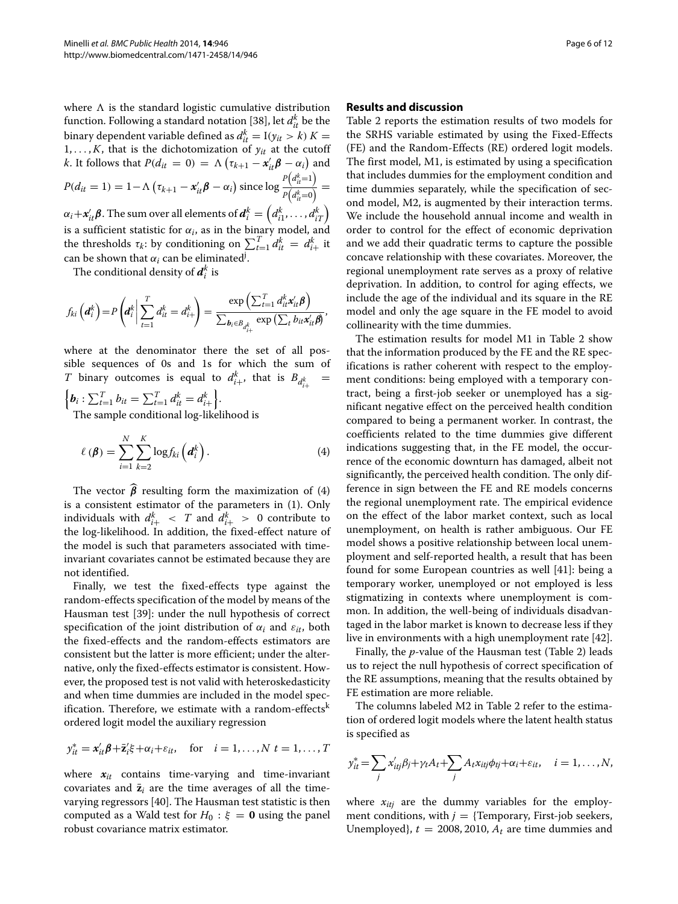where $\Lambda$ is the standard logistic cumulative distribution function. Following a standard notation [38], let $d_{it}^k$ be the binary dependent variable defined as $d_{it}^k = \mathrm{I}(y_{it} > k)$ $K = 1, \ldots, K$, that is the dichotomization of $y_{it}$ at the cutoff $k$. It follows that $P(d_{it} = 0) = \Lambda\left(\tau_{k+1} - \boldsymbol{x}_{it}'\boldsymbol{\beta} - \alpha_i\right)$ and $P(d_{it} = 1) = 1 - \Lambda\left(\tau_{k+1} - \boldsymbol{x}_{it}'\boldsymbol{\beta} - \alpha_i\right)$ since $\log \frac{P\left(d_{it}^k=1\right)}{P\left(d_{it}^k=0\right)} = \alpha_i + \boldsymbol{x}_{it}'\boldsymbol{\beta}$. The sum over all elements of $\boldsymbol{d}_i^k = \left(d_{i1}^k, \ldots, d_{iT}^k\right)$ is a sufficient statistic for $\alpha_i$, as in the binary model, and the thresholds $\tau_k$: by conditioning on $\sum_{t=1}^T d_{it}^k = d_{i+}^k$ it can be shown that $\alpha_i$ can be eliminated[j].

The conditional density of $\boldsymbol{d}_i^k$ is

$$f_{ki}\left(\boldsymbol{d}_i^k\right) = P\left(\boldsymbol{d}_i^k \middle| \sum_{t=1}^T d_{it}^k = d_{i+}^k\right) = \frac{\exp\left(\sum_{t=1}^T d_{it}^k \boldsymbol{x}_{it}'\boldsymbol{\beta}\right)}{\sum_{\boldsymbol{b}_i \in B_{d_{i+}^k}} \exp\left(\sum_t b_{it}\boldsymbol{x}_{it}'\boldsymbol{\beta}\right)},$$

where at the denominator there the set of all possible sequences of 0s and 1s for which the sum of $T$ binary outcomes is equal to $d_{i+}^k$, that is $B_{d_{i+}^k} = \left\{\boldsymbol{b}_i : \sum_{t=1}^T b_{it} = \sum_{t=1}^T d_{it}^k = d_{i+}^k\right\}$.

The sample conditional log-likelihood is

$$\ell\left(\boldsymbol{\beta}\right) = \sum_{i=1}^N \sum_{k=2}^K \log f_{ki}\left(\boldsymbol{d}_i^k\right). \tag{4}$$

The vector $\widehat{\boldsymbol{\beta}}$ resulting form the maximization of (4) is a consistent estimator of the parameters in (1). Only individuals with $d_{i+}^k < T$ and $d_{i+}^k > 0$ contribute to the log-likelihood. In addition, the fixed-effect nature of the model is such that parameters associated with time-invariant covariates cannot be estimated because they are not identified.

Finally, we test the fixed-effects type against the random-effects specification of the model by means of the Hausman test [39]: under the null hypothesis of correct specification of the joint distribution of $\alpha_i$ and $\varepsilon_{it}$, both the fixed-effects and the random-effects estimators are consistent but the latter is more efficient; under the alternative, only the fixed-effects estimator is consistent. However, the proposed test is not valid with heteroskedasticity and when time dummies are included in the model specification. Therefore, we estimate with a random-effects[k] ordered logit model the auxiliary regression

$$y_{it}^* = \boldsymbol{x}_{it}'\boldsymbol{\beta} + \bar{\boldsymbol{z}}_i'\xi + \alpha_i + \varepsilon_{it}, \quad \text{for} \quad i = 1, \ldots, N \ t = 1, \ldots, T$$

where $\boldsymbol{x}_{it}$ contains time-varying and time-invariant covariates and $\bar{\boldsymbol{z}}_i$ are the time averages of all the time-varying regressors [40]. The Hausman test statistic is then computed as a Wald test for $H_0 : \xi = \boldsymbol{0}$ using the panel robust covariance matrix estimator.

## Results and discussion

Table 2 reports the estimation results of two models for the SRHS variable estimated by using the Fixed-Effects (FE) and the Random-Effects (RE) ordered logit models. The first model, M1, is estimated by using a specification that includes dummies for the employment condition and time dummies separately, while the specification of second model, M2, is augmented by their interaction terms. We include the household annual income and wealth in order to control for the effect of economic deprivation and we add their quadratic terms to capture the possible concave relationship with these covariates. Moreover, the regional unemployment rate serves as a proxy of relative deprivation. In addition, to control for aging effects, we include the age of the individual and its square in the RE model and only the age square in the FE model to avoid collinearity with the time dummies.

The estimation results for model M1 in Table 2 show that the information produced by the FE and the RE specifications is rather coherent with respect to the employment conditions: being employed with a temporary contract, being a first-job seeker or unemployed has a significant negative effect on the perceived health condition compared to being a permanent worker. In contrast, the coefficients related to the time dummies give different indications suggesting that, in the FE model, the occurrence of the economic downturn has damaged, albeit not significantly, the perceived health condition. The only difference in sign between the FE and RE models concerns the regional unemployment rate. The empirical evidence on the effect of the labor market context, such as local unemployment, on health is rather ambiguous. Our FE model shows a positive relationship between local unemployment and self-reported health, a result that has been found for some European countries as well [41]: being a temporary worker, unemployed or not employed is less stigmatizing in contexts where unemployment is common. In addition, the well-being of individuals disadvantaged in the labor market is known to decrease less if they live in environments with a high unemployment rate [42].

Finally, the $p$-value of the Hausman test (Table 2) leads us to reject the null hypothesis of correct specification of the RE assumptions, meaning that the results obtained by FE estimation are more reliable.

The columns labeled M2 in Table 2 refer to the estimation of ordered logit models where the latent health status is specified as

$$y_{it}^* = \sum_j x_{itj}'\beta_j + \gamma_t A_t + \sum_j A_t x_{itj}\phi_{tj} + \alpha_i + \varepsilon_{it}, \quad i = 1, \ldots, N,$$

where $x_{itj}$ are the dummy variables for the employment conditions, with $j = \{$Temporary, First-job seekers, Unemployed$\}$, $t = 2008, 2010$, $A_t$ are time dummies and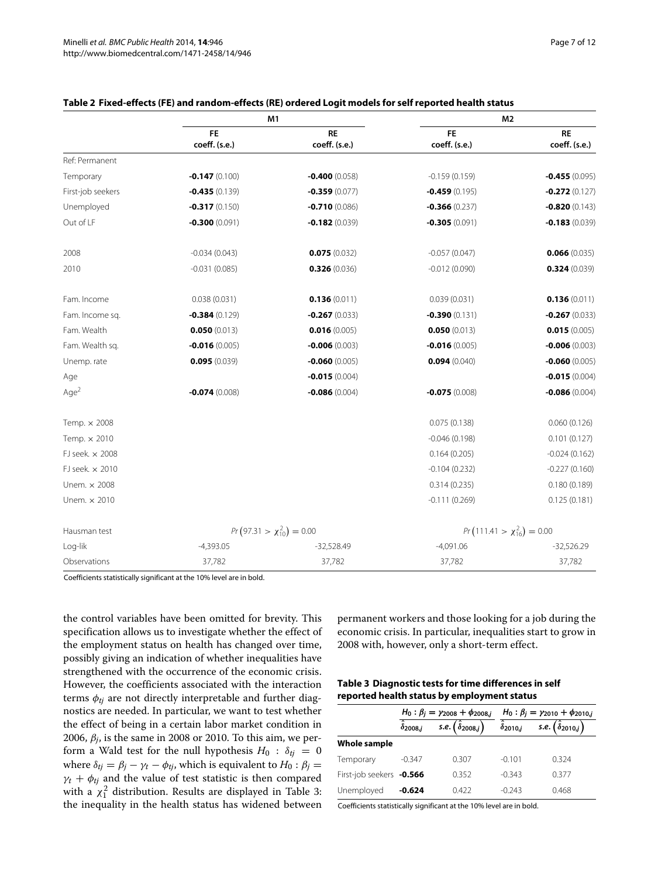**Table 2 Fixed-effects (FE) and random-effects (RE) ordered Logit models for self reported health status**

| | M1 | | M2 | |
|---|---|---|---|---|
| | FE coeff. (s.e.) | RE coeff. (s.e.) | FE coeff. (s.e.) | RE coeff. (s.e.) |
| Ref: Permanent | | | | |
| Temporary | **-0.147** (0.100) | **-0.400** (0.058) | -0.159 (0.159) | **-0.455** (0.095) |
| First-job seekers | **-0.435** (0.139) | **-0.359** (0.077) | **-0.459** (0.195) | **-0.272** (0.127) |
| Unemployed | **-0.317** (0.150) | **-0.710** (0.086) | **-0.366** (0.237) | **-0.820** (0.143) |
| Out of LF | **-0.300** (0.091) | **-0.182** (0.039) | **-0.305** (0.091) | **-0.183** (0.039) |
| 2008 | -0.034 (0.043) | **0.075** (0.032) | -0.057 (0.047) | **0.066** (0.035) |
| 2010 | -0.031 (0.085) | **0.326** (0.036) | -0.012 (0.090) | **0.324** (0.039) |
| Fam. Income | 0.038 (0.031) | **0.136** (0.011) | 0.039 (0.031) | **0.136** (0.011) |
| Fam. Income sq. | **-0.384** (0.129) | **-0.267** (0.033) | **-0.390** (0.131) | **-0.267** (0.033) |
| Fam. Wealth | **0.050** (0.013) | **0.016** (0.005) | **0.050** (0.013) | **0.015** (0.005) |
| Fam. Wealth sq. | **-0.016** (0.005) | **-0.006** (0.003) | **-0.016** (0.005) | **-0.006** (0.003) |
| Unemp. rate | **0.095** (0.039) | **-0.060** (0.005) | **0.094** (0.040) | **-0.060** (0.005) |
| Age | | **-0.015** (0.004) | | **-0.015** (0.004) |
| Age$^2$ | **-0.074** (0.008) | **-0.086** (0.004) | **-0.075** (0.008) | **-0.086** (0.004) |
| Temp. × 2008 | | | 0.075 (0.138) | 0.060 (0.126) |
| Temp. × 2010 | | | -0.046 (0.198) | 0.101 (0.127) |
| FJ seek. × 2008 | | | 0.164 (0.205) | -0.024 (0.162) |
| FJ seek. × 2010 | | | -0.104 (0.232) | -0.227 (0.160) |
| Unem. × 2008 | | | 0.314 (0.235) | 0.180 (0.189) |
| Unem. × 2010 | | | -0.111 (0.269) | 0.125 (0.181) |
| Hausman test | $Pr\left(97.31 > \chi^2_{10}\right) = 0.00$ | | $Pr\left(111.41 > \chi^2_{16}\right) = 0.00$ | |
| Log-lik | -4,393.05 | -32,528.49 | -4,091.06 | -32,526.29 |
| Observations | 37,782 | 37,782 | 37,782 | 37,782 |

Coefficients statistically significant at the 10% level are in bold.

the control variables have been omitted for brevity. This specification allows us to investigate whether the effect of the employment status on health has changed over time, possibly giving an indication of whether inequalities have strengthened with the occurrence of the economic crisis. However, the coefficients associated with the interaction terms $\phi_{tj}$ are not directly interpretable and further diagnostics are needed. In particular, we want to test whether the effect of being in a certain labor market condition in 2006, $\beta_j$, is the same in 2008 or 2010. To this aim, we perform a Wald test for the null hypothesis $H_0 : \delta_{tj} = 0$ where $\delta_{tj} = \beta_j - \gamma_t - \phi_{tj}$, which is equivalent to $H_0 : \beta_j = \gamma_t + \phi_{tj}$ and the value of test statistic is then compared with a $\chi^2_1$ distribution. Results are displayed in Table 3: the inequality in the health status has widened between permanent workers and those looking for a job during the economic crisis. In particular, inequalities start to grow in 2008 with, however, only a short-term effect.

**Table 3 Diagnostic tests for time differences in self reported health status by employment status**

| | $H_0 : \beta_j = \gamma_{2008} + \phi_{2008,j}$ | | $H_0 : \beta_j = \gamma_{2010} + \phi_{2010,j}$ | |
|---|---|---|---|---|
| | $\hat{\delta}_{2008,j}$ | s.e. $\left(\hat{\delta}_{2008,j}\right)$ | $\hat{\delta}_{2010,j}$ | s.e. $\left(\hat{\delta}_{2010,j}\right)$ |
| **Whole sample** | | | | |
| Temporary | -0.347 | 0.307 | -0.101 | 0.324 |
| First-job seekers | **-0.566** | 0.352 | -0.343 | 0.377 |
| Unemployed | **-0.624** | 0.422 | -0.243 | 0.468 |

Coefficients statistically significant at the 10% level are in bold.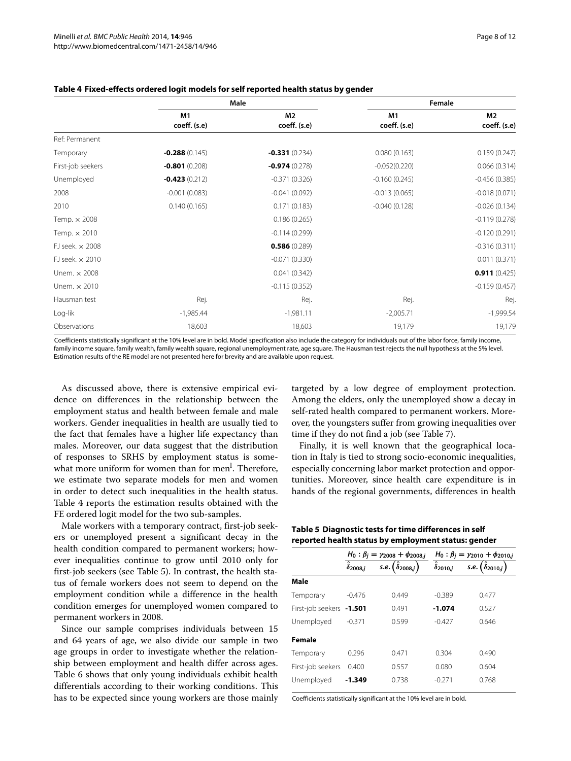**Table 4 Fixed-effects ordered logit models for self reported health status by gender**

| | Male | | Female | |
|---|---|---|---|---|
| | M1 coeff. (s.e) | M2 coeff. (s.e) | M1 coeff. (s.e) | M2 coeff. (s.e) |
| Ref: Permanent | | | | |
| Temporary | **-0.288** (0.145) | **-0.331** (0.234) | 0.080 (0.163) | 0.159 (0.247) |
| First-job seekers | **-0.801** (0.208) | **-0.974** (0.278) | -0.052(0.220) | 0.066 (0.314) |
| Unemployed | **-0.423** (0.212) | -0.371 (0.326) | -0.160 (0.245) | -0.456 (0.385) |
| 2008 | -0.001 (0.083) | -0.041 (0.092) | -0.013 (0.065) | -0.018 (0.071) |
| 2010 | 0.140 (0.165) | 0.171 (0.183) | -0.040 (0.128) | -0.026 (0.134) |
| Temp. × 2008 | | 0.186 (0.265) | | -0.119 (0.278) |
| Temp. × 2010 | | -0.114 (0.299) | | -0.120 (0.291) |
| FJ seek. × 2008 | | **0.586** (0.289) | | -0.316 (0.311) |
| FJ seek. × 2010 | | -0.071 (0.330) | | 0.011 (0.371) |
| Unem. × 2008 | | 0.041 (0.342) | | **0.911** (0.425) |
| Unem. × 2010 | | -0.115 (0.352) | | -0.159 (0.457) |
| Hausman test | Rej. | Rej. | Rej. | Rej. |
| Log-lik | -1,985.44 | -1,981.11 | -2,005.71 | -1,999.54 |
| Observations | 18,603 | 18,603 | 19,179 | 19,179 |

Coefficients statistically significant at the 10% level are in bold. Model specification also include the category for individuals out of the labor force, family income, family income square, family wealth, family wealth square, regional unemployment rate, age square. The Hausman test rejects the null hypothesis at the 5% level. Estimation results of the RE model are not presented here for brevity and are available upon request.

As discussed above, there is extensive empirical evidence on differences in the relationship between the employment status and health between female and male workers. Gender inequalities in health are usually tied to the fact that females have a higher life expectancy than males. Moreover, our data suggest that the distribution of responses to SRHS by employment status is somewhat more uniform for women than for men[l]. Therefore, we estimate two separate models for men and women in order to detect such inequalities in the health status. Table 4 reports the estimation results obtained with the FE ordered logit model for the two sub-samples.

Male workers with a temporary contract, first-job seekers or unemployed present a significant decay in the health condition compared to permanent workers; however inequalities continue to grow until 2010 only for first-job seekers (see Table 5). In contrast, the health status of female workers does not seem to depend on the employment condition while a difference in the health condition emerges for unemployed women compared to permanent workers in 2008.

Since our sample comprises individuals between 15 and 64 years of age, we also divide our sample in two age groups in order to investigate whether the relationship between employment and health differ across ages. Table 6 shows that only young individuals exhibit health differentials according to their working conditions. This has to be expected since young workers are those mainly targeted by a low degree of employment protection. Among the elders, only the unemployed show a decay in self-rated health compared to permanent workers. Moreover, the youngsters suffer from growing inequalities over time if they do not find a job (see Table 7).

Finally, it is well known that the geographical location in Italy is tied to strong socio-economic inequalities, especially concerning labor market protection and opportunities. Moreover, since health care expenditure is in hands of the regional governments, differences in health

**Table 5 Diagnostic tests for time differences in self reported health status by employment status: gender**

| | $H_0 : \beta_j = \gamma_{2008} + \phi_{2008,j}$ | | $H_0 : \beta_j = \gamma_{2010} + \phi_{2010,j}$ | |
|---|---|---|---|---|
| | $\hat{\delta}_{2008,j}$ | $s.e.\left(\hat{\delta}_{2008,j}\right)$ | $\hat{\delta}_{2010,j}$ | $s.e.\left(\hat{\delta}_{2010,j}\right)$ |
| **Male** | | | | |
| Temporary | -0.476 | 0.449 | -0.389 | 0.477 |
| First-job seekers | **-1.501** | 0.491 | **-1.074** | 0.527 |
| Unemployed | -0.371 | 0.599 | -0.427 | 0.646 |
| **Female** | | | | |
| Temporary | 0.296 | 0.471 | 0.304 | 0.490 |
| First-job seekers | 0.400 | 0.557 | 0.080 | 0.604 |
| Unemployed | **-1.349** | 0.738 | -0.271 | 0.768 |

Coefficients statistically significant at the 10% level are in bold.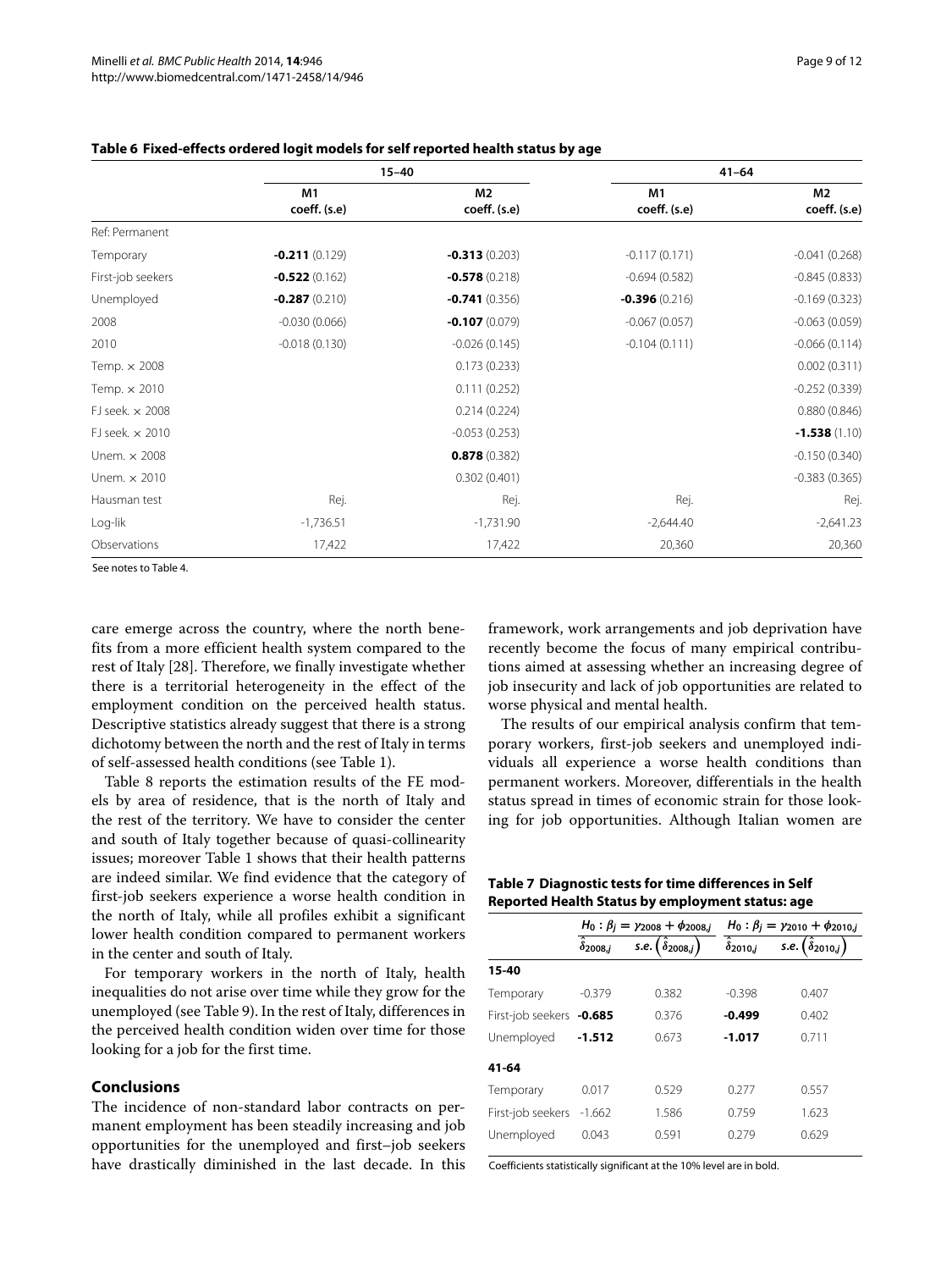**Table 6 Fixed-effects ordered logit models for self reported health status by age**

| | 15–40 | | 41–64 | |
|---|---|---|---|---|
| | M1 coeff. (s.e) | M2 coeff. (s.e) | M1 coeff. (s.e) | M2 coeff. (s.e) |
| Ref: Permanent | | | | |
| Temporary | **-0.211** (0.129) | **-0.313** (0.203) | -0.117 (0.171) | -0.041 (0.268) |
| First-job seekers | **-0.522** (0.162) | **-0.578** (0.218) | -0.694 (0.582) | -0.845 (0.833) |
| Unemployed | **-0.287** (0.210) | **-0.741** (0.356) | **-0.396** (0.216) | -0.169 (0.323) |
| 2008 | -0.030 (0.066) | **-0.107** (0.079) | -0.067 (0.057) | -0.063 (0.059) |
| 2010 | -0.018 (0.130) | -0.026 (0.145) | -0.104 (0.111) | -0.066 (0.114) |
| Temp. × 2008 | | 0.173 (0.233) | | 0.002 (0.311) |
| Temp. × 2010 | | 0.111 (0.252) | | -0.252 (0.339) |
| FJ seek. × 2008 | | 0.214 (0.224) | | 0.880 (0.846) |
| FJ seek. × 2010 | | -0.053 (0.253) | | **-1.538** (1.10) |
| Unem. × 2008 | | **0.878** (0.382) | | -0.150 (0.340) |
| Unem. × 2010 | | 0.302 (0.401) | | -0.383 (0.365) |
| Hausman test | Rej. | Rej. | Rej. | Rej. |
| Log-lik | -1,736.51 | -1,731.90 | -2,644.40 | -2,641.23 |
| Observations | 17,422 | 17,422 | 20,360 | 20,360 |

See notes to Table 4.

care emerge across the country, where the north benefits from a more efficient health system compared to the rest of Italy [28]. Therefore, we finally investigate whether there is a territorial heterogeneity in the effect of the employment condition on the perceived health status. Descriptive statistics already suggest that there is a strong dichotomy between the north and the rest of Italy in terms of self-assessed health conditions (see Table 1).

Table 8 reports the estimation results of the FE models by area of residence, that is the north of Italy and the rest of the territory. We have to consider the center and south of Italy together because of quasi-collinearity issues; moreover Table 1 shows that their health patterns are indeed similar. We find evidence that the category of first-job seekers experience a worse health condition in the north of Italy, while all profiles exhibit a significant lower health condition compared to permanent workers in the center and south of Italy.

For temporary workers in the north of Italy, health inequalities do not arise over time while they grow for the unemployed (see Table 9). In the rest of Italy, differences in the perceived health condition widen over time for those looking for a job for the first time.

## Conclusions

The incidence of non-standard labor contracts on permanent employment has been steadily increasing and job opportunities for the unemployed and first–job seekers have drastically diminished in the last decade. In this framework, work arrangements and job deprivation have recently become the focus of many empirical contributions aimed at assessing whether an increasing degree of job insecurity and lack of job opportunities are related to worse physical and mental health.

The results of our empirical analysis confirm that temporary workers, first-job seekers and unemployed individuals all experience a worse health conditions than permanent workers. Moreover, differentials in the health status spread in times of economic strain for those looking for job opportunities. Although Italian women are

**Table 7 Diagnostic tests for time differences in Self Reported Health Status by employment status: age**

| | $H_0: \beta_j = \gamma_{2008} + \phi_{2008,j}$ | | $H_0: \beta_j = \gamma_{2010} + \phi_{2010,j}$ | |
|---|---|---|---|---|
| | $\hat{\delta}_{2008,j}$ | $s.e.\left(\hat{\delta}_{2008,j}\right)$ | $\hat{\delta}_{2010,j}$ | $s.e.\left(\hat{\delta}_{2010,j}\right)$ |
| **15-40** | | | | |
| Temporary | -0.379 | 0.382 | -0.398 | 0.407 |
| First-job seekers | **-0.685** | 0.376 | **-0.499** | 0.402 |
| Unemployed | **-1.512** | 0.673 | **-1.017** | 0.711 |
| **41-64** | | | | |
| Temporary | 0.017 | 0.529 | 0.277 | 0.557 |
| First-job seekers | -1.662 | 1.586 | 0.759 | 1.623 |
| Unemployed | 0.043 | 0.591 | 0.279 | 0.629 |

Coefficients statistically significant at the 10% level are in bold.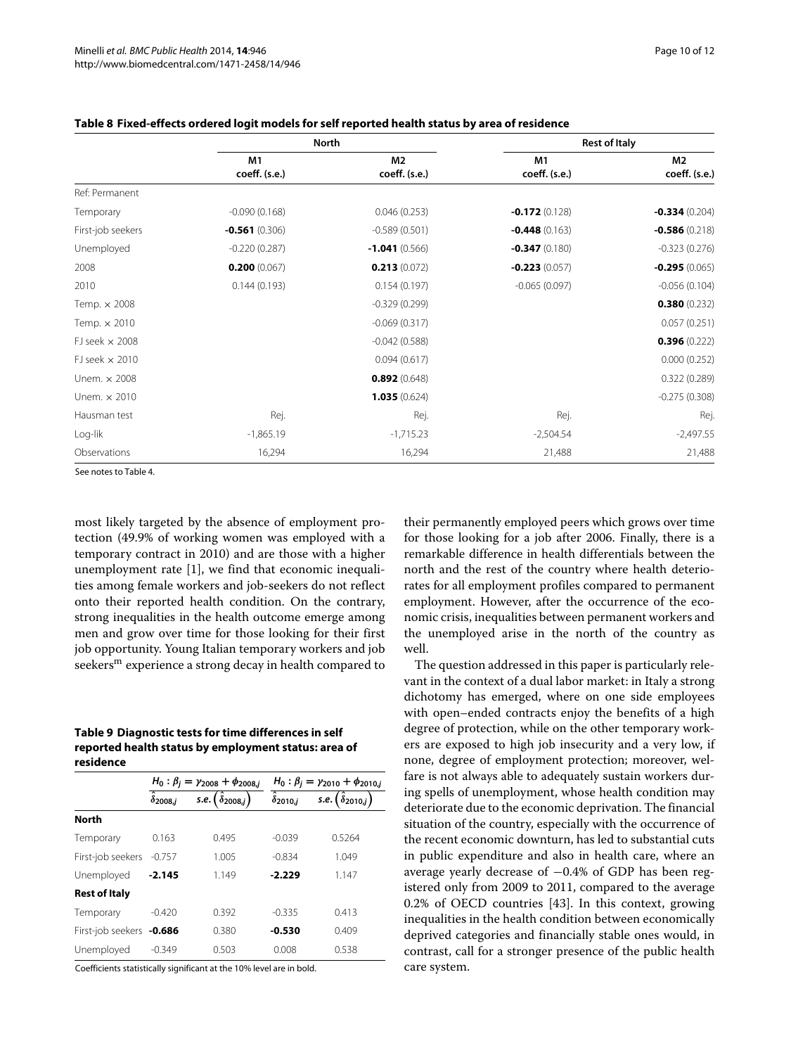**Table 8 Fixed-effects ordered logit models for self reported health status by area of residence**

| | North | | Rest of Italy | |
|---|---|---|---|---|
| | M1 coeff. (s.e.) | M2 coeff. (s.e.) | M1 coeff. (s.e.) | M2 coeff. (s.e.) |
| Ref: Permanent | | | | |
| Temporary | -0.090 (0.168) | 0.046 (0.253) | **-0.172** (0.128) | **-0.334** (0.204) |
| First-job seekers | **-0.561** (0.306) | -0.589 (0.501) | **-0.448** (0.163) | **-0.586** (0.218) |
| Unemployed | -0.220 (0.287) | **-1.041** (0.566) | **-0.347** (0.180) | -0.323 (0.276) |
| 2008 | **0.200** (0.067) | **0.213** (0.072) | **-0.223** (0.057) | **-0.295** (0.065) |
| 2010 | 0.144 (0.193) | 0.154 (0.197) | -0.065 (0.097) | -0.056 (0.104) |
| Temp. × 2008 | | -0.329 (0.299) | | **0.380** (0.232) |
| Temp. × 2010 | | -0.069 (0.317) | | 0.057 (0.251) |
| FJ seek × 2008 | | -0.042 (0.588) | | **0.396** (0.222) |
| FJ seek × 2010 | | 0.094 (0.617) | | 0.000 (0.252) |
| Unem. × 2008 | | **0.892** (0.648) | | 0.322 (0.289) |
| Unem. × 2010 | | **1.035** (0.624) | | -0.275 (0.308) |
| Hausman test | Rej. | Rej. | Rej. | Rej. |
| Log-lik | -1,865.19 | -1,715.23 | -2,504.54 | -2,497.55 |
| Observations | 16,294 | 16,294 | 21,488 | 21,488 |

See notes to Table 4.

most likely targeted by the absence of employment protection (49.9% of working women was employed with a temporary contract in 2010) and are those with a higher unemployment rate [1], we find that economic inequalities among female workers and job-seekers do not reflect onto their reported health condition. On the contrary, strong inequalities in the health outcome emerge among men and grow over time for those looking for their first job opportunity. Young Italian temporary workers and job seekers[m] experience a strong decay in health compared to their permanently employed peers which grows over time for those looking for a job after 2006. Finally, there is a remarkable difference in health differentials between the north and the rest of the country where health deteriorates for all employment profiles compared to permanent employment. However, after the occurrence of the economic crisis, inequalities between permanent workers and the unemployed arise in the north of the country as well.

**Table 9 Diagnostic tests for time differences in self reported health status by employment status: area of residence**

| | $H_0: \beta_j = \gamma_{2008} + \phi_{2008,j}$ | | $H_0: \beta_j = \gamma_{2010} + \phi_{2010,j}$ | |
|---|---|---|---|---|
| | $\hat{\delta}_{2008,j}$ | s.e. $\left(\hat{\delta}_{2008,j}\right)$ | $\hat{\delta}_{2010,j}$ | s.e. $\left(\hat{\delta}_{2010,j}\right)$ |
| **North** | | | | |
| Temporary | 0.163 | 0.495 | -0.039 | 0.5264 |
| First-job seekers | -0.757 | 1.005 | -0.834 | 1.049 |
| Unemployed | **-2.145** | 1.149 | **-2.229** | 1.147 |
| **Rest of Italy** | | | | |
| Temporary | -0.420 | 0.392 | -0.335 | 0.413 |
| First-job seekers | **-0.686** | 0.380 | **-0.530** | 0.409 |
| Unemployed | -0.349 | 0.503 | 0.008 | 0.538 |

Coefficients statistically significant at the 10% level are in bold.

The question addressed in this paper is particularly relevant in the context of a dual labor market: in Italy a strong dichotomy has emerged, where on one side employees with open–ended contracts enjoy the benefits of a high degree of protection, while on the other temporary workers are exposed to high job insecurity and a very low, if none, degree of employment protection; moreover, welfare is not always able to adequately sustain workers during spells of unemployment, whose health condition may deteriorate due to the economic deprivation. The financial situation of the country, especially with the occurrence of the recent economic downturn, has led to substantial cuts in public expenditure and also in health care, where an average yearly decrease of −0.4% of GDP has been registered only from 2009 to 2011, compared to the average 0.2% of OECD countries [43]. In this context, growing inequalities in the health condition between economically deprived categories and financially stable ones would, in contrast, call for a stronger presence of the public health care system.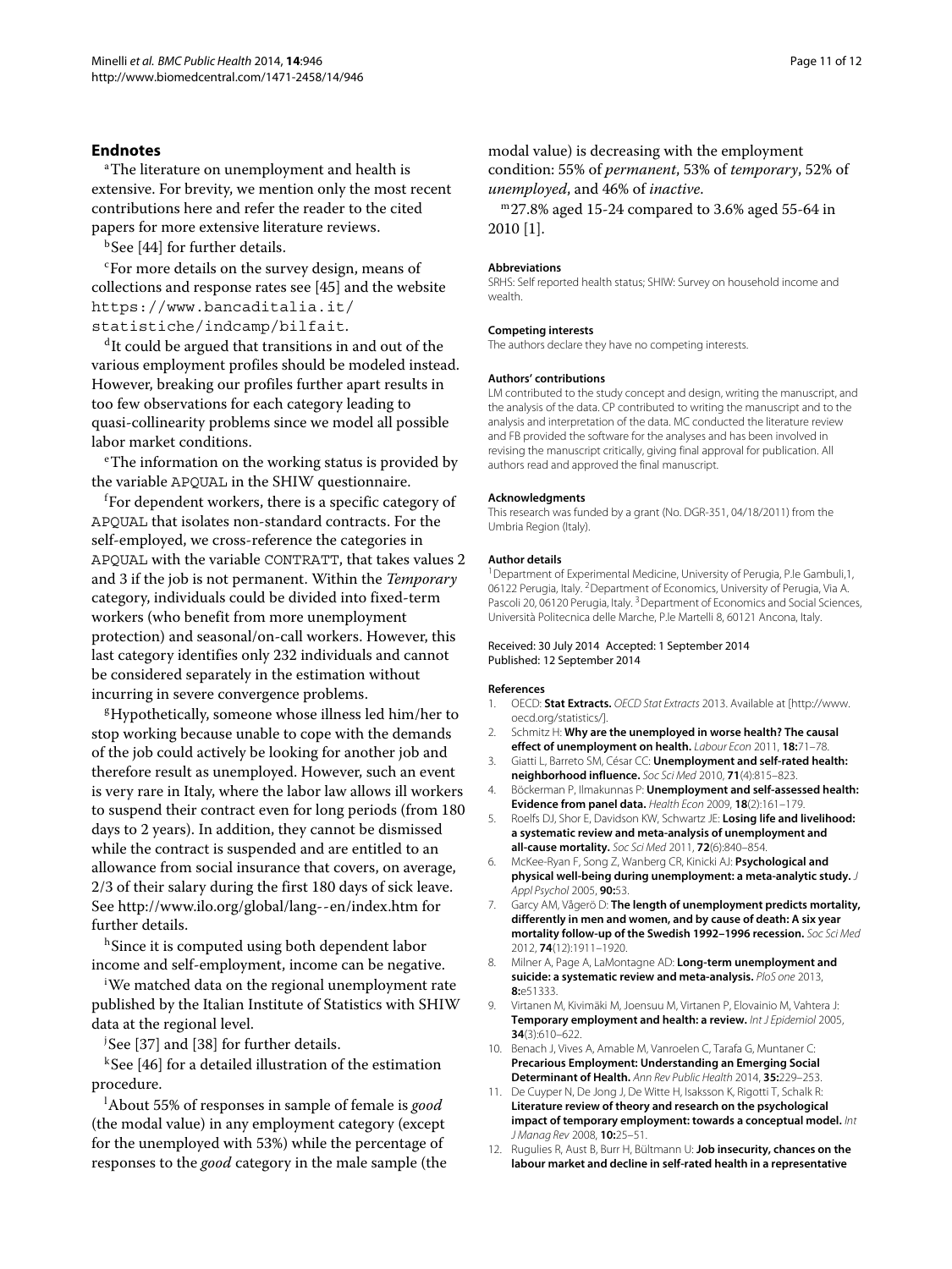## Endnotes

[a]The literature on unemployment and health is extensive. For brevity, we mention only the most recent contributions here and refer the reader to the cited papers for more extensive literature reviews.

[b]See [44] for further details.

[c]For more details on the survey design, means of collections and response rates see [45] and the website https://www.bancaditalia.it/statistiche/indcamp/bilfait.

[d]It could be argued that transitions in and out of the various employment profiles should be modeled instead. However, breaking our profiles further apart results in too few observations for each category leading to quasi-collinearity problems since we model all possible labor market conditions.

[e]The information on the working status is provided by the variable APQUAL in the SHIW questionnaire.

[f]For dependent workers, there is a specific category of APQUAL that isolates non-standard contracts. For the self-employed, we cross-reference the categories in APQUAL with the variable CONTRATT, that takes values 2 and 3 if the job is not permanent. Within the *Temporary* category, individuals could be divided into fixed-term workers (who benefit from more unemployment protection) and seasonal/on-call workers. However, this last category identifies only 232 individuals and cannot be considered separately in the estimation without incurring in severe convergence problems.

[g]Hypothetically, someone whose illness led him/her to stop working because unable to cope with the demands of the job could actively be looking for another job and therefore result as unemployed. However, such an event is very rare in Italy, where the labor law allows ill workers to suspend their contract even for long periods (from 180 days to 2 years). In addition, they cannot be dismissed while the contract is suspended and are entitled to an allowance from social insurance that covers, on average, 2/3 of their salary during the first 180 days of sick leave. See http://www.ilo.org/global/lang--en/index.htm for further details.

[h]Since it is computed using both dependent labor income and self-employment, income can be negative.

[i]We matched data on the regional unemployment rate published by the Italian Institute of Statistics with SHIW data at the regional level.

[j]See [37] and [38] for further details.

[k]See [46] for a detailed illustration of the estimation procedure.

[l]About 55% of responses in sample of female is *good* (the modal value) in any employment category (except for the unemployed with 53%) while the percentage of responses to the *good* category in the male sample (the modal value) is decreasing with the employment condition: 55% of *permanent*, 53% of *temporary*, 52% of *unemployed*, and 46% of *inactive*.

[m]27.8% aged 15-24 compared to 3.6% aged 55-64 in 2010 [1].

#### Abbreviations

SRHS: Self reported health status; SHIW: Survey on household income and wealth.

#### Competing interests

The authors declare they have no competing interests.

#### Authors' contributions

LM contributed to the study concept and design, writing the manuscript, and the analysis of the data. CP contributed to writing the manuscript and to the analysis and interpretation of the data. MC conducted the literature review and FB provided the software for the analyses and has been involved in revising the manuscript critically, giving final approval for publication. All authors read and approved the final manuscript.

#### Acknowledgments

This research was funded by a grant (No. DGR-351, 04/18/2011) from the Umbria Region (Italy).

#### Author details

[1]Department of Experimental Medicine, University of Perugia, P.le Gambuli,1, 06122 Perugia, Italy. [2]Department of Economics, University of Perugia, Via A. Pascoli 20, 06120 Perugia, Italy. [3]Department of Economics and Social Sciences, Università Politecnica delle Marche, P.le Martelli 8, 60121 Ancona, Italy.

Received: 30 July 2014 Accepted: 1 September 2014
Published: 12 September 2014

#### References

1. OECD: **Stat Extracts.** *OECD Stat Extracts* 2013. Available at [http://www.oecd.org/statistics/].
2. Schmitz H: **Why are the unemployed in worse health? The causal effect of unemployment on health.** *Labour Econ* 2011, **18:**71–78.
3. Giatti L, Barreto SM, César CC: **Unemployment and self-rated health: neighborhood influence.** *Soc Sci Med* 2010, **71**(4):815–823.
4. Böckerman P, Ilmakunnas P: **Unemployment and self-assessed health: Evidence from panel data.** *Health Econ* 2009, **18**(2):161–179.
5. Roelfs DJ, Shor E, Davidson KW, Schwartz JE: **Losing life and livelihood: a systematic review and meta-analysis of unemployment and all-cause mortality.** *Soc Sci Med* 2011, **72**(6):840–854.
6. McKee-Ryan F, Song Z, Wanberg CR, Kinicki AJ: **Psychological and physical well-being during unemployment: a meta-analytic study.** *J Appl Psychol* 2005, **90:**53.
7. Garcy AM, Vågerö D: **The length of unemployment predicts mortality, differently in men and women, and by cause of death: A six year mortality follow-up of the Swedish 1992–1996 recession.** *Soc Sci Med* 2012, **74**(12):1911–1920.
8. Milner A, Page A, LaMontagne AD: **Long-term unemployment and suicide: a systematic review and meta-analysis.** *PloS one* 2013, **8:**e51333.
9. Virtanen M, Kivimäki M, Joensuu M, Virtanen P, Elovainio M, Vahtera J: **Temporary employment and health: a review.** *Int J Epidemiol* 2005, **34**(3):610–622.
10. Benach J, Vives A, Amable M, Vanroelen C, Tarafa G, Muntaner C: **Precarious Employment: Understanding an Emerging Social Determinant of Health.** *Ann Rev Public Health* 2014, **35:**229–253.
11. De Cuyper N, De Jong J, De Witte H, Isaksson K, Rigotti T, Schalk R: **Literature review of theory and research on the psychological impact of temporary employment: towards a conceptual model.** *Int J Manag Rev* 2008, **10:**25–51.
12. Rugulies R, Aust B, Burr H, Bültmann U: **Job insecurity, chances on the labour market and decline in self-rated health in a representative**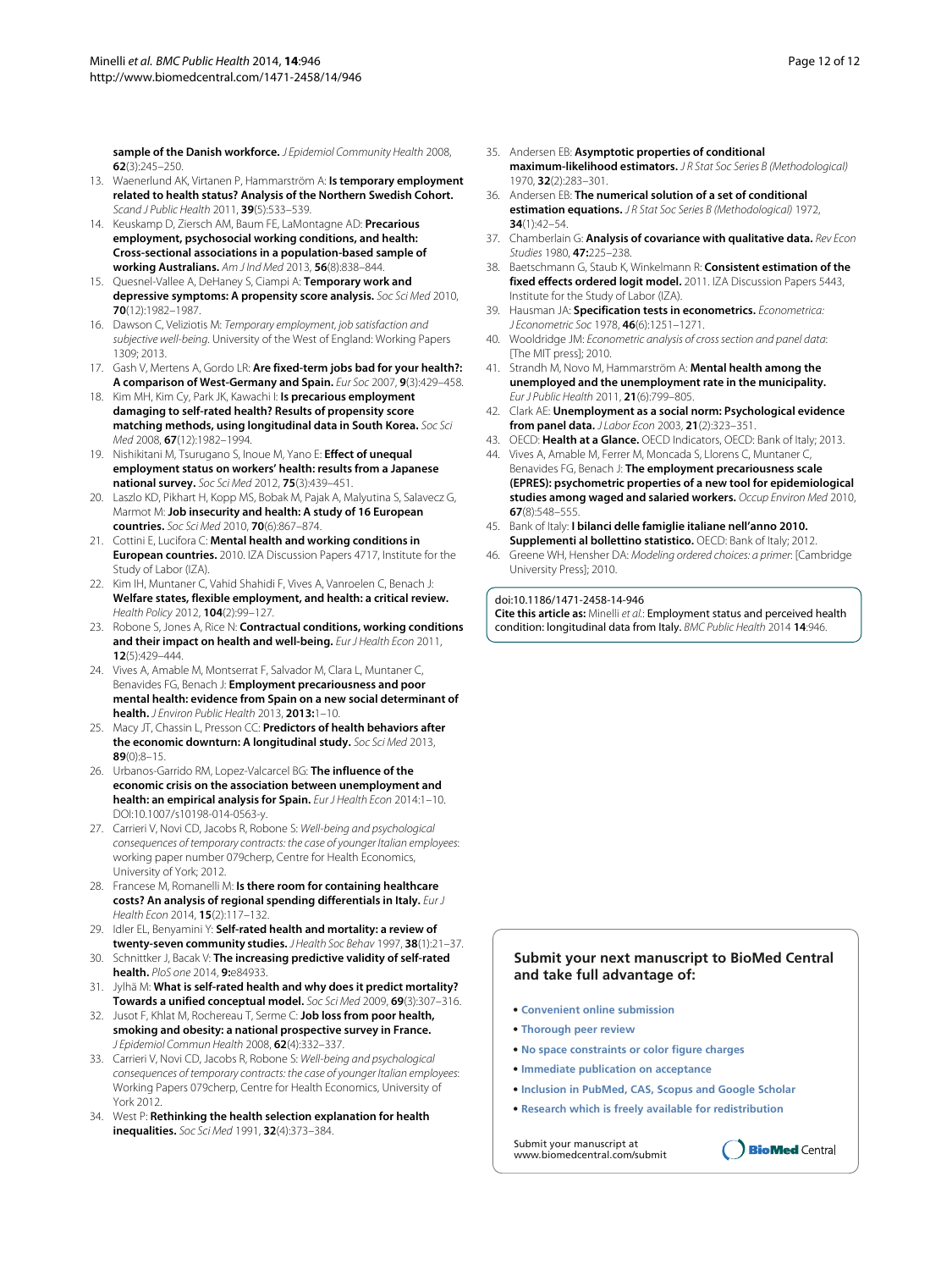sample of the Danish workforce. *J Epidemiol Community Health* 2008, **62**(3):245–250.

13. Waenerlund AK, Virtanen P, Hammarström A: **Is temporary employment related to health status? Analysis of the Northern Swedish Cohort.** *Scand J Public Health* 2011, **39**(5):533–539.
14. Keuskamp D, Ziersch AM, Baum FE, LaMontagne AD: **Precarious employment, psychosocial working conditions, and health: Cross-sectional associations in a population-based sample of working Australians.** *Am J Ind Med* 2013, **56**(8):838–844.
15. Quesnel-Vallee A, DeHaney S, Ciampi A: **Temporary work and depressive symptoms: A propensity score analysis.** *Soc Sci Med* 2010, **70**(12):1982–1987.
16. Dawson C, Veliziotis M: *Temporary employment, job satisfaction and subjective well-being.* University of the West of England: Working Papers 1309; 2013.
17. Gash V, Mertens A, Gordo LR: **Are fixed-term jobs bad for your health?: A comparison of West-Germany and Spain.** *Eur Soc* 2007, **9**(3):429–458.
18. Kim MH, Kim Cy, Park JK, Kawachi I: **Is precarious employment damaging to self-rated health? Results of propensity score matching methods, using longitudinal data in South Korea.** *Soc Sci Med* 2008, **67**(12):1982–1994.
19. Nishikitani M, Tsurugano S, Inoue M, Yano E: **Effect of unequal employment status on workers' health: results from a Japanese national survey.** *Soc Sci Med* 2012, **75**(3):439–451.
20. Laszlo KD, Pikhart H, Kopp MS, Bobak M, Pajak A, Malyutina S, Salavecz G, Marmot M: **Job insecurity and health: A study of 16 European countries.** *Soc Sci Med* 2010, **70**(6):867–874.
21. Cottini E, Lucifora C: **Mental health and working conditions in European countries.** 2010. IZA Discussion Papers 4717, Institute for the Study of Labor (IZA).
22. Kim IH, Muntaner C, Vahid Shahidi F, Vives A, Vanroelen C, Benach J: **Welfare states, flexible employment, and health: a critical review.** *Health Policy* 2012, **104**(2):99–127.
23. Robone S, Jones A, Rice N: **Contractual conditions, working conditions and their impact on health and well-being.** *Eur J Health Econ* 2011, **12**(5):429–444.
24. Vives A, Amable M, Montserrat F, Salvador M, Clara L, Muntaner C, Benavides FG, Benach J: **Employment precariousness and poor mental health: evidence from Spain on a new social determinant of health.** *J Environ Public Health* 2013, **2013:**1–10.
25. Macy JT, Chassin L, Presson CC: **Predictors of health behaviors after the economic downturn: A longitudinal study.** *Soc Sci Med* 2013, **89**(0):8–15.
26. Urbanos-Garrido RM, Lopez-Valcarcel BG: **The influence of the economic crisis on the association between unemployment and health: an empirical analysis for Spain.** *Eur J Health Econ* 2014:1–10. DOI:10.1007/s10198-014-0563-y.
27. Carrieri V, Novi CD, Jacobs R, Robone S: *Well-being and psychological consequences of temporary contracts: the case of younger Italian employees:* working paper number 079cherp, Centre for Health Economics, University of York; 2012.
28. Francese M, Romanelli M: **Is there room for containing healthcare costs? An analysis of regional spending differentials in Italy.** *Eur J Health Econ* 2014, **15**(2):117–132.
29. Idler EL, Benyamini Y: **Self-rated health and mortality: a review of twenty-seven community studies.** *J Health Soc Behav* 1997, **38**(1):21–37.
30. Schnittker J, Bacak V: **The increasing predictive validity of self-rated health.** *PloS one* 2014, **9:**e84933.
31. Jylhä M: **What is self-rated health and why does it predict mortality? Towards a unified conceptual model.** *Soc Sci Med* 2009, **69**(3):307–316.
32. Jusot F, Khlat M, Rochereau T, Serme C: **Job loss from poor health, smoking and obesity: a national prospective survey in France.** *J Epidemiol Commun Health* 2008, **62**(4):332–337.
33. Carrieri V, Novi CD, Jacobs R, Robone S: *Well-being and psychological consequences of temporary contracts: the case of younger Italian employees:* Working Papers 079cherp, Centre for Health Economics, University of York 2012.
34. West P: **Rethinking the health selection explanation for health inequalities.** *Soc Sci Med* 1991, **32**(4):373–384.
35. Andersen EB: **Asymptotic properties of conditional maximum-likelihood estimators.** *J R Stat Soc Series B (Methodological)* 1970, **32**(2):283–301.
36. Andersen EB: **The numerical solution of a set of conditional estimation equations.** *J R Stat Soc Series B (Methodological)* 1972, **34**(1):42–54.
37. Chamberlain G: **Analysis of covariance with qualitative data.** *Rev Econ Studies* 1980, **47:**225–238.
38. Baetschmann G, Staub K, Winkelmann R: **Consistent estimation of the fixed effects ordered logit model.** 2011. IZA Discussion Papers 5443, Institute for the Study of Labor (IZA).
39. Hausman JA: **Specification tests in econometrics.** *Econometrica: J Econometric Soc* 1978, **46**(6):1251–1271.
40. Wooldridge JM: *Econometric analysis of cross section and panel data:* [The MIT press]; 2010.
41. Strandh M, Novo M, Hammarström A: **Mental health among the unemployed and the unemployment rate in the municipality.** *Eur J Public Health* 2011, **21**(6):799–805.
42. Clark AE: **Unemployment as a social norm: Psychological evidence from panel data.** *J Labor Econ* 2003, **21**(2):323–351.
43. OECD: **Health at a Glance.** OECD Indicators, OECD: Bank of Italy; 2013.
44. Vives A, Amable M, Ferrer M, Moncada S, Llorens C, Muntaner C, Benavides FG, Benach J: **The employment precariousness scale (EPRES): psychometric properties of a new tool for epidemiological studies among waged and salaried workers.** *Occup Environ Med* 2010, **67**(8):548–555.
45. Bank of Italy: **I bilanci delle famiglie italiane nell'anno 2010. Supplementi al bollettino statistico.** OECD: Bank of Italy; 2012.
46. Greene WH, Hensher DA: *Modeling ordered choices: a primer:* [Cambridge University Press]; 2010.

doi:10.1186/1471-2458-14-946
**Cite this article as:** Minelli *et al.*: Employment status and perceived health condition: longitudinal data from Italy. *BMC Public Health* 2014 **14**:946.